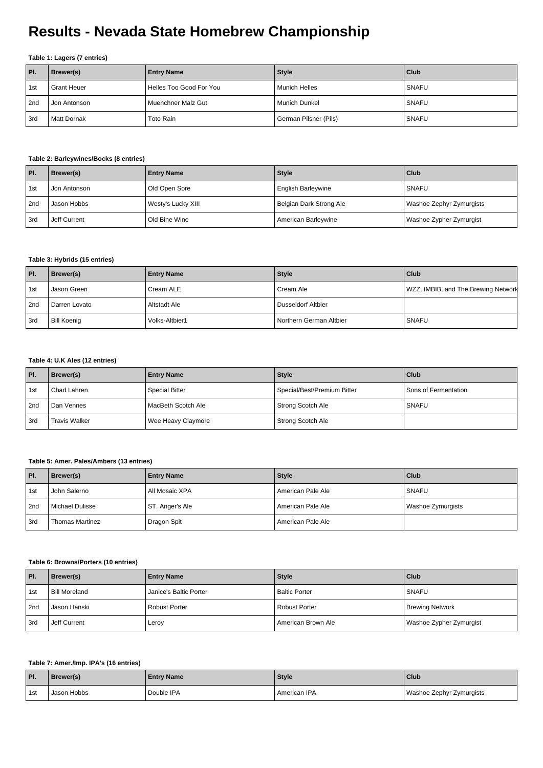# Results - Nevada State Homebrew Championship

**Table 1: Lagers (7 entries)**

| Pl. | Brewer(s) | Entry Name | Style | Club |
|---|---|---|---|---|
| 1st | Grant Heuer | Helles Too Good For You | Munich Helles | SNAFU |
| 2nd | Jon Antonson | Muenchner Malz Gut | Munich Dunkel | SNAFU |
| 3rd | Matt Dornak | Toto Rain | German Pilsner (Pils) | SNAFU |

**Table 2: Barleywines/Bocks (8 entries)**

| Pl. | Brewer(s) | Entry Name | Style | Club |
|---|---|---|---|---|
| 1st | Jon Antonson | Old Open Sore | English Barleywine | SNAFU |
| 2nd | Jason Hobbs | Westy's Lucky XIII | Belgian Dark Strong Ale | Washoe Zephyr Zymurgists |
| 3rd | Jeff Current | Old Bine Wine | American Barleywine | Washoe Zypher Zymurgist |

**Table 3: Hybrids (15 entries)**

| Pl. | Brewer(s) | Entry Name | Style | Club |
|---|---|---|---|---|
| 1st | Jason Green | Cream ALE | Cream Ale | WZZ, IMBIB, and The Brewing Network |
| 2nd | Darren Lovato | Altstadt Ale | Dusseldorf Altbier | |
| 3rd | Bill Koenig | Volks-Altbier1 | Northern German Altbier | SNAFU |

**Table 4: U.K Ales (12 entries)**

| Pl. | Brewer(s) | Entry Name | Style | Club |
|---|---|---|---|---|
| 1st | Chad Lahren | Special Bitter | Special/Best/Premium Bitter | Sons of Fermentation |
| 2nd | Dan Vennes | MacBeth Scotch Ale | Strong Scotch Ale | SNAFU |
| 3rd | Travis Walker | Wee Heavy Claymore | Strong Scotch Ale | |

**Table 5: Amer. Pales/Ambers (13 entries)**

| Pl. | Brewer(s) | Entry Name | Style | Club |
|---|---|---|---|---|
| 1st | John Salerno | All Mosaic XPA | American Pale Ale | SNAFU |
| 2nd | Michael Dulisse | ST. Anger's Ale | American Pale Ale | Washoe Zymurgists |
| 3rd | Thomas Martinez | Dragon Spit | American Pale Ale | |

**Table 6: Browns/Porters (10 entries)**

| Pl. | Brewer(s) | Entry Name | Style | Club |
|---|---|---|---|---|
| 1st | Bill Moreland | Janice's Baltic Porter | Baltic Porter | SNAFU |
| 2nd | Jason Hanski | Robust Porter | Robust Porter | Brewing Network |
| 3rd | Jeff Current | Leroy | American Brown Ale | Washoe Zypher Zymurgist |

**Table 7: Amer./Imp. IPA's (16 entries)**

| Pl. | Brewer(s) | Entry Name | Style | Club |
|---|---|---|---|---|
| 1st | Jason Hobbs | Double IPA | American IPA | Washoe Zephyr Zymurgists |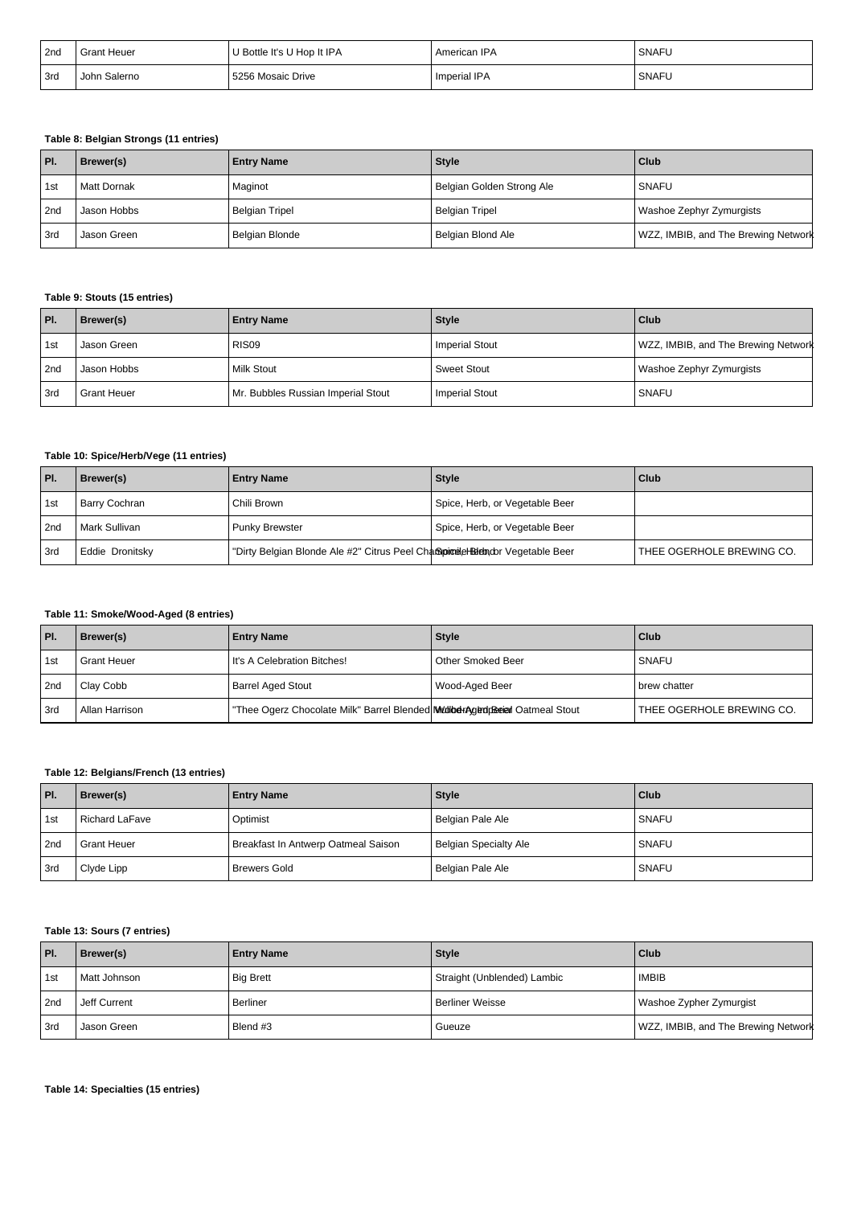| | | | | |
|---|---|---|---|---|
| 2nd | Grant Heuer | U Bottle It's U Hop It IPA | American IPA | SNAFU |
| 3rd | John Salerno | 5256 Mosaic Drive | Imperial IPA | SNAFU |

**Table 8: Belgian Strongs (11 entries)**

| Pl. | Brewer(s) | Entry Name | Style | Club |
|---|---|---|---|---|
| 1st | Matt Dornak | Maginot | Belgian Golden Strong Ale | SNAFU |
| 2nd | Jason Hobbs | Belgian Tripel | Belgian Tripel | Washoe Zephyr Zymurgists |
| 3rd | Jason Green | Belgian Blonde | Belgian Blond Ale | WZZ, IMBIB, and The Brewing Network |

**Table 9: Stouts (15 entries)**

| Pl. | Brewer(s) | Entry Name | Style | Club |
|---|---|---|---|---|
| 1st | Jason Green | RIS09 | Imperial Stout | WZZ, IMBIB, and The Brewing Network |
| 2nd | Jason Hobbs | Milk Stout | Sweet Stout | Washoe Zephyr Zymurgists |
| 3rd | Grant Heuer | Mr. Bubbles Russian Imperial Stout | Imperial Stout | SNAFU |

**Table 10: Spice/Herb/Vege (11 entries)**

| Pl. | Brewer(s) | Entry Name | Style | Club |
|---|---|---|---|---|
| 1st | Barry Cochran | Chili Brown | Spice, Herb, or Vegetable Beer | |
| 2nd | Mark Sullivan | Punky Brewster | Spice, Herb, or Vegetable Beer | |
| 3rd | Eddie Dronitsky | "Dirty Belgian Blonde Ale #2" Citrus Peel Chamomile Blend | Spice, Herb, or Vegetable Beer | THEE OGERHOLE BREWING CO. |

**Table 11: Smoke/Wood-Aged (8 entries)**

| Pl. | Brewer(s) | Entry Name | Style | Club |
|---|---|---|---|---|
| 1st | Grant Heuer | It's A Celebration Bitches! | Other Smoked Beer | SNAFU |
| 2nd | Clay Cobb | Barrel Aged Stout | Wood-Aged Beer | brew chatter |
| 3rd | Allan Harrison | "Thee Ogerz Chocolate Milk" Barrel Blended Mulberry Aged Imperial Oatmeal Stout | Wood-Aged Beer | THEE OGERHOLE BREWING CO. |

**Table 12: Belgians/French (13 entries)**

| Pl. | Brewer(s) | Entry Name | Style | Club |
|---|---|---|---|---|
| 1st | Richard LaFave | Optimist | Belgian Pale Ale | SNAFU |
| 2nd | Grant Heuer | Breakfast In Antwerp Oatmeal Saison | Belgian Specialty Ale | SNAFU |
| 3rd | Clyde Lipp | Brewers Gold | Belgian Pale Ale | SNAFU |

**Table 13: Sours (7 entries)**

| Pl. | Brewer(s) | Entry Name | Style | Club |
|---|---|---|---|---|
| 1st | Matt Johnson | Big Brett | Straight (Unblended) Lambic | IMBIB |
| 2nd | Jeff Current | Berliner | Berliner Weisse | Washoe Zypher Zymurgist |
| 3rd | Jason Green | Blend #3 | Gueuze | WZZ, IMBIB, and The Brewing Network |

**Table 14: Specialties (15 entries)**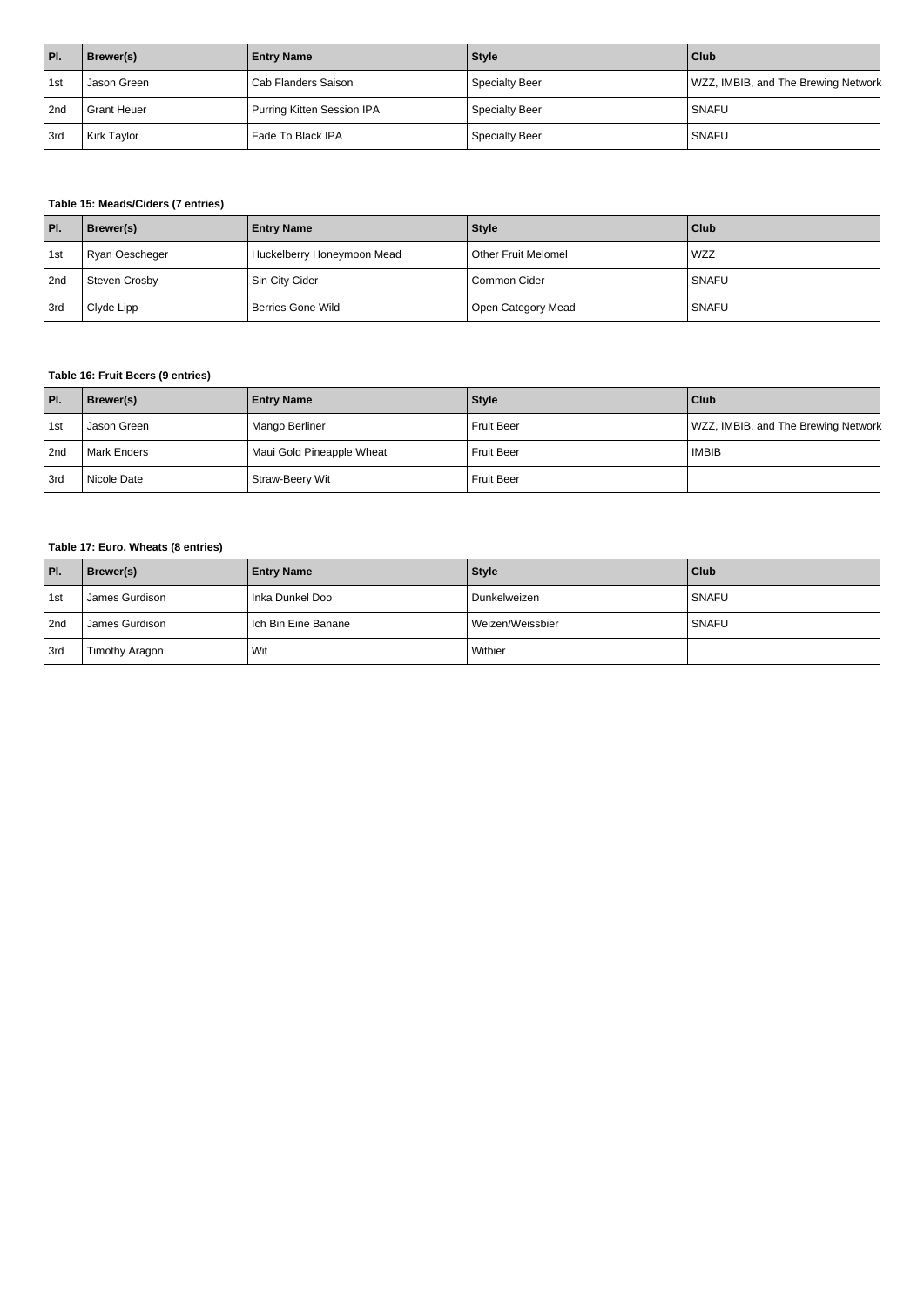| Pl. | Brewer(s) | Entry Name | Style | Club |
|---|---|---|---|---|
| 1st | Jason Green | Cab Flanders Saison | Specialty Beer | WZZ, IMBIB, and The Brewing Network |
| 2nd | Grant Heuer | Purring Kitten Session IPA | Specialty Beer | SNAFU |
| 3rd | Kirk Taylor | Fade To Black IPA | Specialty Beer | SNAFU |

**Table 15: Meads/Ciders (7 entries)**

| Pl. | Brewer(s) | Entry Name | Style | Club |
|---|---|---|---|---|
| 1st | Ryan Oescheger | Huckelberry Honeymoon Mead | Other Fruit Melomel | WZZ |
| 2nd | Steven Crosby | Sin City Cider | Common Cider | SNAFU |
| 3rd | Clyde Lipp | Berries Gone Wild | Open Category Mead | SNAFU |

**Table 16: Fruit Beers (9 entries)**

| Pl. | Brewer(s) | Entry Name | Style | Club |
|---|---|---|---|---|
| 1st | Jason Green | Mango Berliner | Fruit Beer | WZZ, IMBIB, and The Brewing Network |
| 2nd | Mark Enders | Maui Gold Pineapple Wheat | Fruit Beer | IMBIB |
| 3rd | Nicole Date | Straw-Beery Wit | Fruit Beer | |

**Table 17: Euro. Wheats (8 entries)**

| Pl. | Brewer(s) | Entry Name | Style | Club |
|---|---|---|---|---|
| 1st | James Gurdison | Inka Dunkel Doo | Dunkelweizen | SNAFU |
| 2nd | James Gurdison | Ich Bin Eine Banane | Weizen/Weissbier | SNAFU |
| 3rd | Timothy Aragon | Wit | Witbier | |